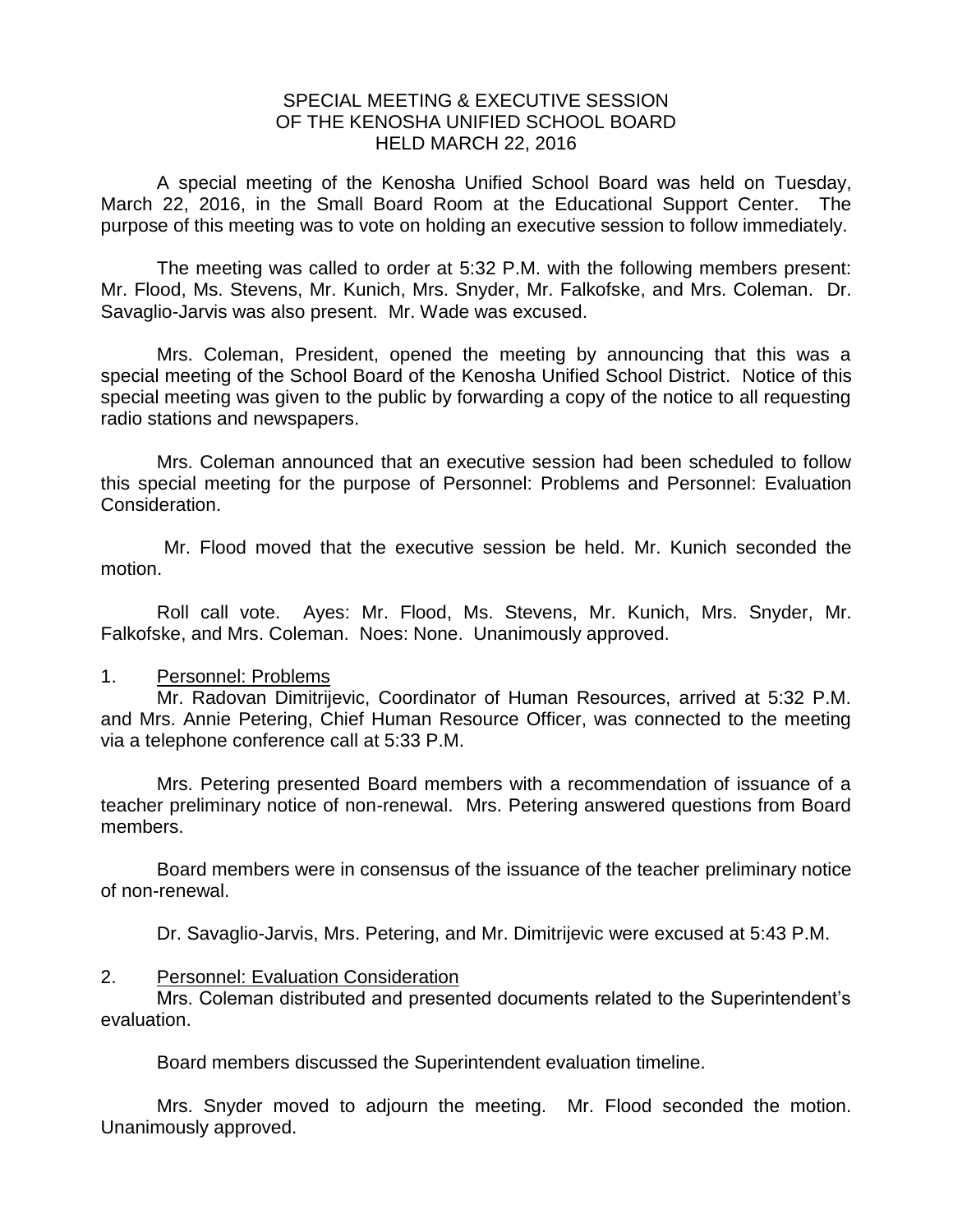# SPECIAL MEETING & EXECUTIVE SESSION OF THE KENOSHA UNIFIED SCHOOL BOARD HELD MARCH 22, 2016

A special meeting of the Kenosha Unified School Board was held on Tuesday, March 22, 2016, in the Small Board Room at the Educational Support Center. The purpose of this meeting was to vote on holding an executive session to follow immediately.

The meeting was called to order at 5:32 P.M. with the following members present: Mr. Flood, Ms. Stevens, Mr. Kunich, Mrs. Snyder, Mr. Falkofske, and Mrs. Coleman. Dr. Savaglio-Jarvis was also present. Mr. Wade was excused.

Mrs. Coleman, President, opened the meeting by announcing that this was a special meeting of the School Board of the Kenosha Unified School District. Notice of this special meeting was given to the public by forwarding a copy of the notice to all requesting radio stations and newspapers.

Mrs. Coleman announced that an executive session had been scheduled to follow this special meeting for the purpose of Personnel: Problems and Personnel: Evaluation Consideration.

Mr. Flood moved that the executive session be held. Mr. Kunich seconded the motion.

Roll call vote. Ayes: Mr. Flood, Ms. Stevens, Mr. Kunich, Mrs. Snyder, Mr. Falkofske, and Mrs. Coleman. Noes: None. Unanimously approved.

1. <u>Personnel: Problems</u>

Mr. Radovan Dimitrijevic, Coordinator of Human Resources, arrived at 5:32 P.M. and Mrs. Annie Petering, Chief Human Resource Officer, was connected to the meeting via a telephone conference call at 5:33 P.M.

Mrs. Petering presented Board members with a recommendation of issuance of a teacher preliminary notice of non-renewal. Mrs. Petering answered questions from Board members.

Board members were in consensus of the issuance of the teacher preliminary notice of non-renewal.

Dr. Savaglio-Jarvis, Mrs. Petering, and Mr. Dimitrijevic were excused at 5:43 P.M.

2. <u>Personnel: Evaluation Consideration</u>

Mrs. Coleman distributed and presented documents related to the Superintendent's evaluation.

Board members discussed the Superintendent evaluation timeline.

Mrs. Snyder moved to adjourn the meeting. Mr. Flood seconded the motion. Unanimously approved.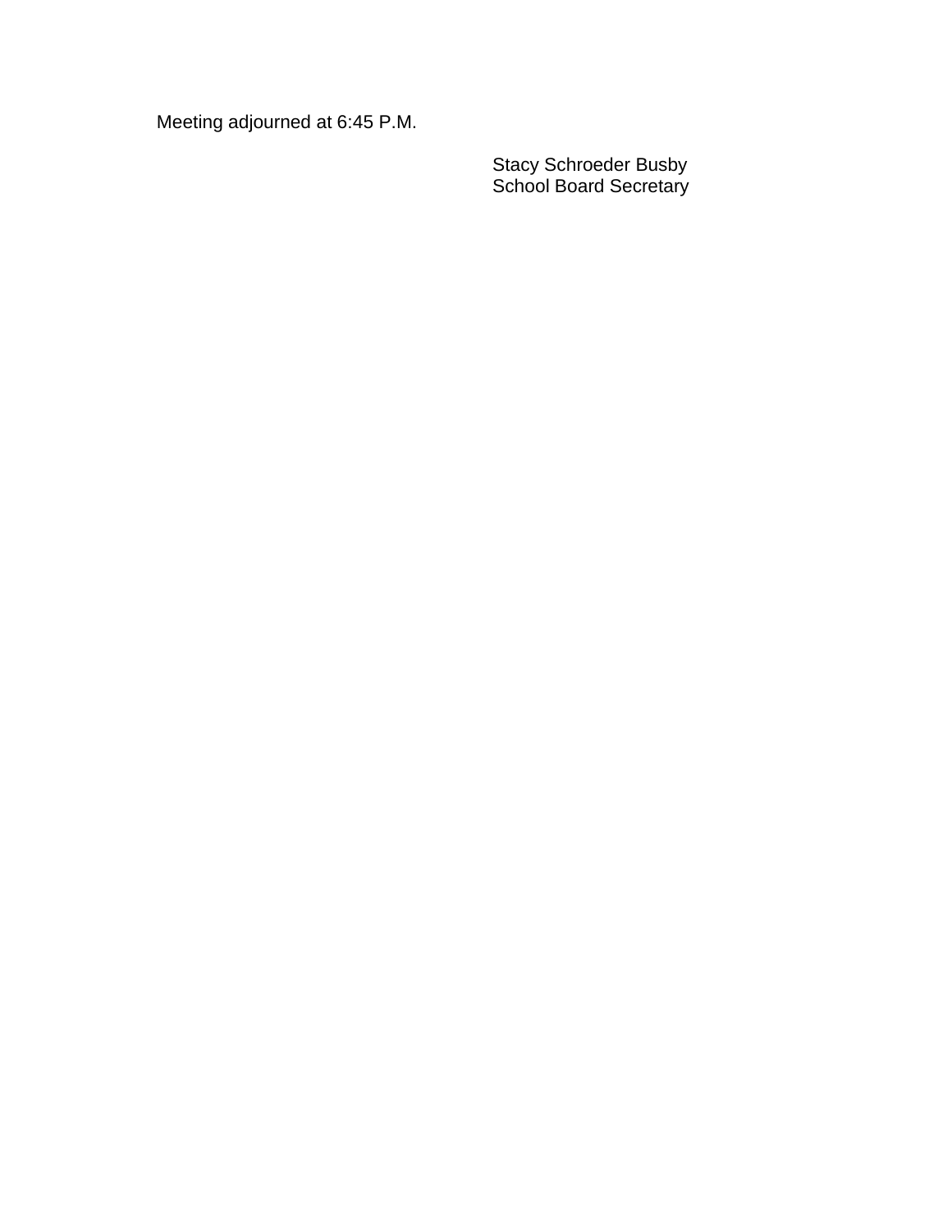Meeting adjourned at 6:45 P.M.

Stacy Schroeder Busby
School Board Secretary